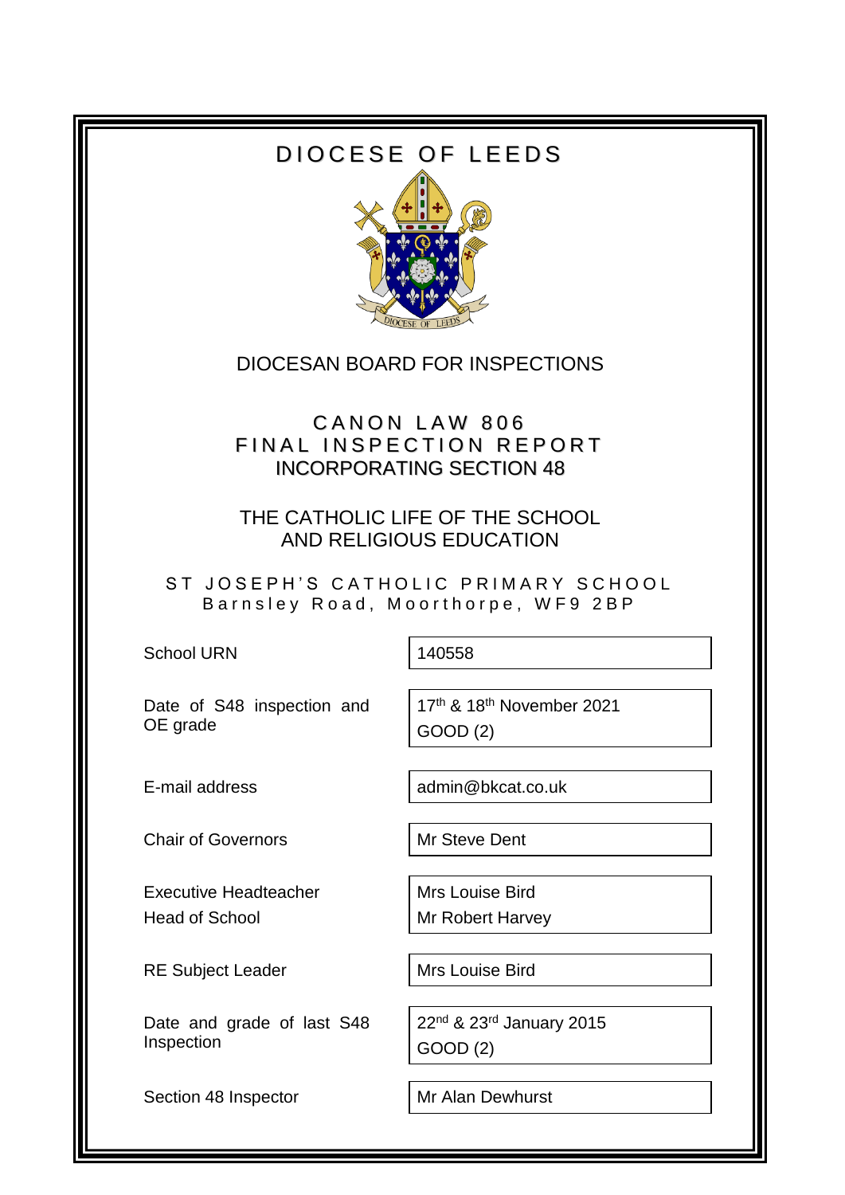# DIOCESE OF LEEDS

DIOCESAN BOARD FOR INSPECTIONS

## CANON LAW 806
## FINAL INSPECTION REPORT
## INCORPORATING SECTION 48

## THE CATHOLIC LIFE OF THE SCHOOL AND RELIGIOUS EDUCATION

### ST JOSEPH'S CATHOLIC PRIMARY SCHOOL
Barnsley Road, Moorthorpe, WF9 2BP

| | |
|---|---|
| School URN | 140558 |
| Date of S48 inspection and OE grade | 17th & 18th November 2021<br>GOOD (2) |
| E-mail address | admin@bkcat.co.uk |
| Chair of Governors | Mr Steve Dent |
| Executive Headteacher<br>Head of School | Mrs Louise Bird<br>Mr Robert Harvey |
| RE Subject Leader | Mrs Louise Bird |
| Date and grade of last S48 Inspection | 22nd & 23rd January 2015<br>GOOD (2) |
| Section 48 Inspector | Mr Alan Dewhurst |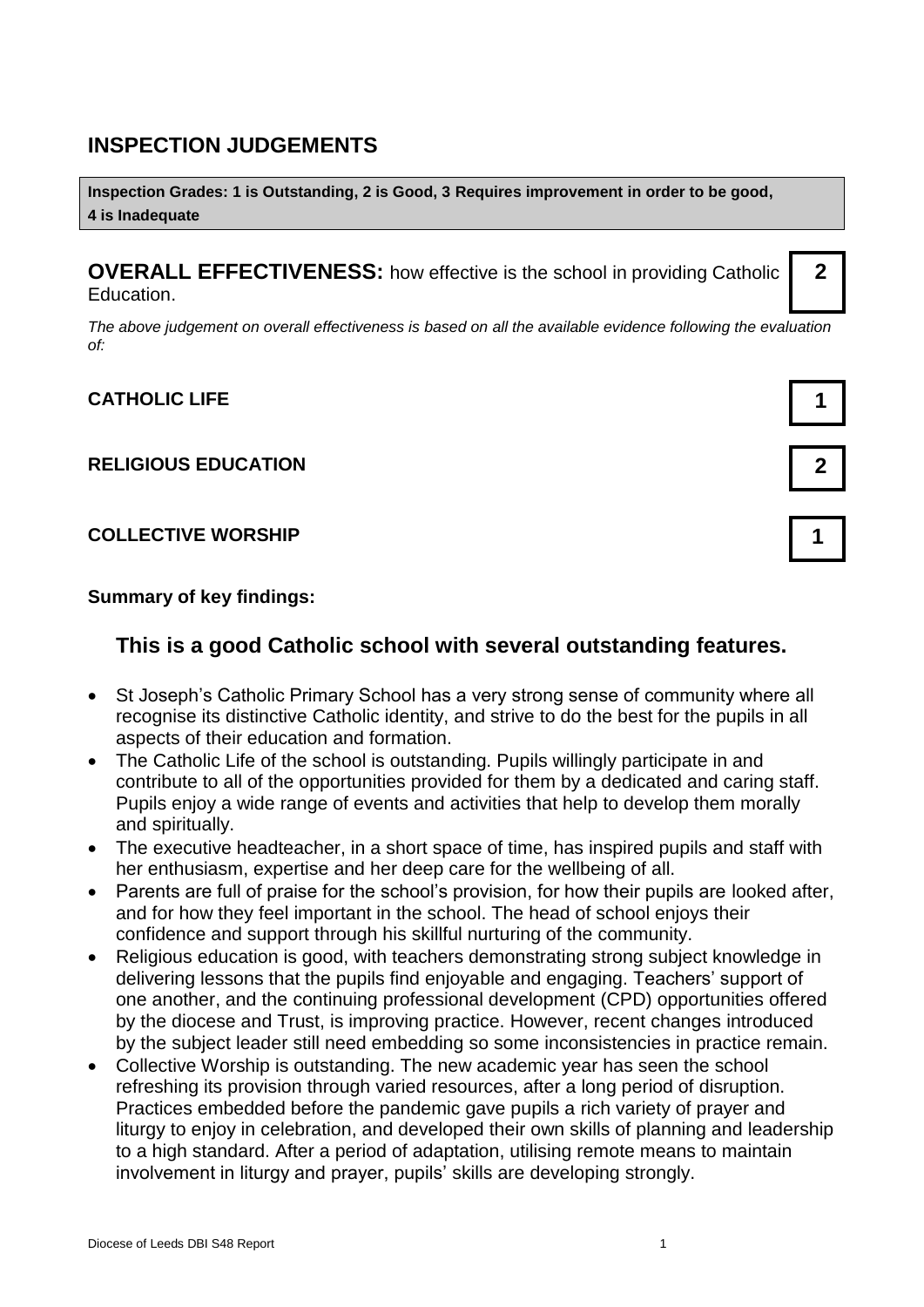## INSPECTION JUDGEMENTS

**Inspection Grades: 1 is Outstanding, 2 is Good, 3 Requires improvement in order to be good, 4 is Inadequate**

**OVERALL EFFECTIVENESS:** how effective is the school in providing Catholic Education. **2**

*The above judgement on overall effectiveness is based on all the available evidence following the evaluation of:*

| | |
|---|---|
| **CATHOLIC LIFE** | **1** |
| **RELIGIOUS EDUCATION** | **2** |
| **COLLECTIVE WORSHIP** | **1** |

**Summary of key findings:**

### This is a good Catholic school with several outstanding features.

- St Joseph's Catholic Primary School has a very strong sense of community where all recognise its distinctive Catholic identity, and strive to do the best for the pupils in all aspects of their education and formation.
- The Catholic Life of the school is outstanding. Pupils willingly participate in and contribute to all of the opportunities provided for them by a dedicated and caring staff. Pupils enjoy a wide range of events and activities that help to develop them morally and spiritually.
- The executive headteacher, in a short space of time, has inspired pupils and staff with her enthusiasm, expertise and her deep care for the wellbeing of all.
- Parents are full of praise for the school's provision, for how their pupils are looked after, and for how they feel important in the school. The head of school enjoys their confidence and support through his skillful nurturing of the community.
- Religious education is good, with teachers demonstrating strong subject knowledge in delivering lessons that the pupils find enjoyable and engaging. Teachers' support of one another, and the continuing professional development (CPD) opportunities offered by the diocese and Trust, is improving practice. However, recent changes introduced by the subject leader still need embedding so some inconsistencies in practice remain.
- Collective Worship is outstanding. The new academic year has seen the school refreshing its provision through varied resources, after a long period of disruption. Practices embedded before the pandemic gave pupils a rich variety of prayer and liturgy to enjoy in celebration, and developed their own skills of planning and leadership to a high standard. After a period of adaptation, utilising remote means to maintain involvement in liturgy and prayer, pupils' skills are developing strongly.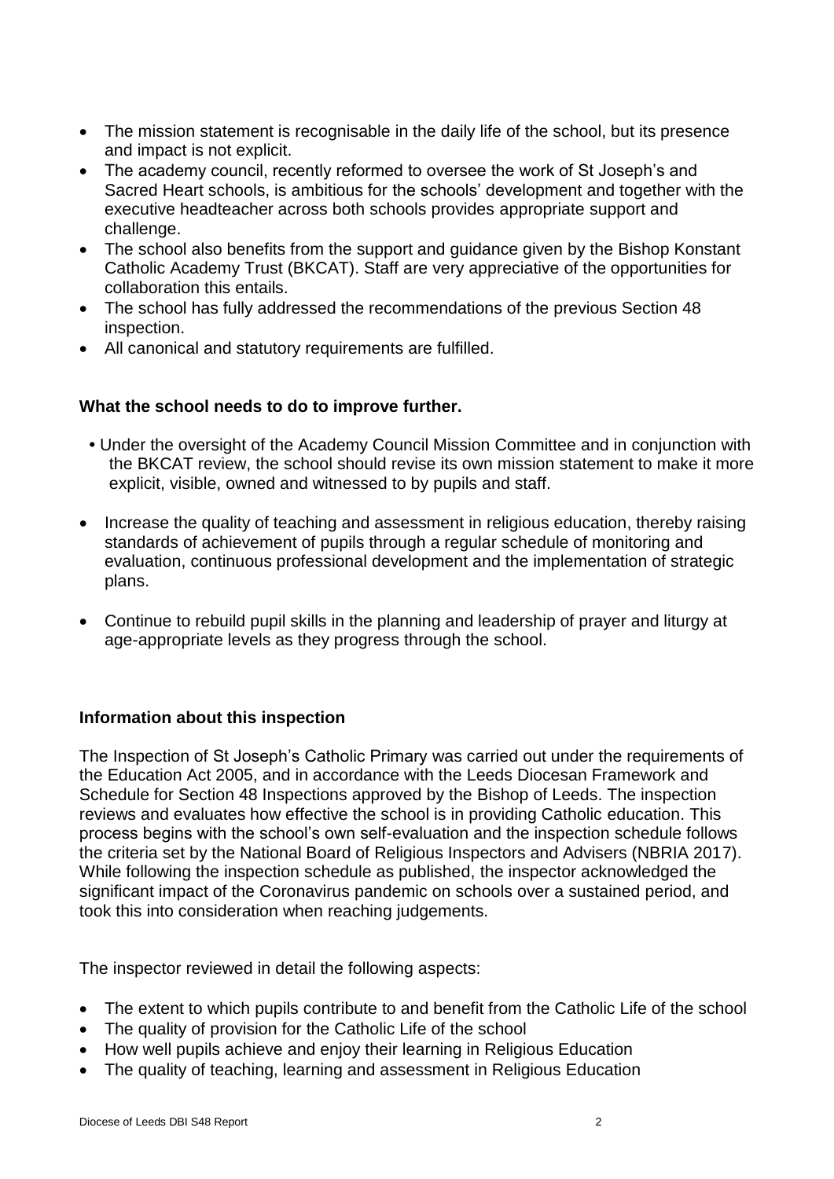- The mission statement is recognisable in the daily life of the school, but its presence and impact is not explicit.
- The academy council, recently reformed to oversee the work of St Joseph's and Sacred Heart schools, is ambitious for the schools' development and together with the executive headteacher across both schools provides appropriate support and challenge.
- The school also benefits from the support and guidance given by the Bishop Konstant Catholic Academy Trust (BKCAT). Staff are very appreciative of the opportunities for collaboration this entails.
- The school has fully addressed the recommendations of the previous Section 48 inspection.
- All canonical and statutory requirements are fulfilled.

**What the school needs to do to improve further.**

- Under the oversight of the Academy Council Mission Committee and in conjunction with the BKCAT review, the school should revise its own mission statement to make it more explicit, visible, owned and witnessed to by pupils and staff.

- Increase the quality of teaching and assessment in religious education, thereby raising standards of achievement of pupils through a regular schedule of monitoring and evaluation, continuous professional development and the implementation of strategic plans.

- Continue to rebuild pupil skills in the planning and leadership of prayer and liturgy at age-appropriate levels as they progress through the school.

**Information about this inspection**

The Inspection of St Joseph's Catholic Primary was carried out under the requirements of the Education Act 2005, and in accordance with the Leeds Diocesan Framework and Schedule for Section 48 Inspections approved by the Bishop of Leeds. The inspection reviews and evaluates how effective the school is in providing Catholic education. This process begins with the school's own self-evaluation and the inspection schedule follows the criteria set by the National Board of Religious Inspectors and Advisers (NBRIA 2017). While following the inspection schedule as published, the inspector acknowledged the significant impact of the Coronavirus pandemic on schools over a sustained period, and took this into consideration when reaching judgements.

The inspector reviewed in detail the following aspects:

- The extent to which pupils contribute to and benefit from the Catholic Life of the school
- The quality of provision for the Catholic Life of the school
- How well pupils achieve and enjoy their learning in Religious Education
- The quality of teaching, learning and assessment in Religious Education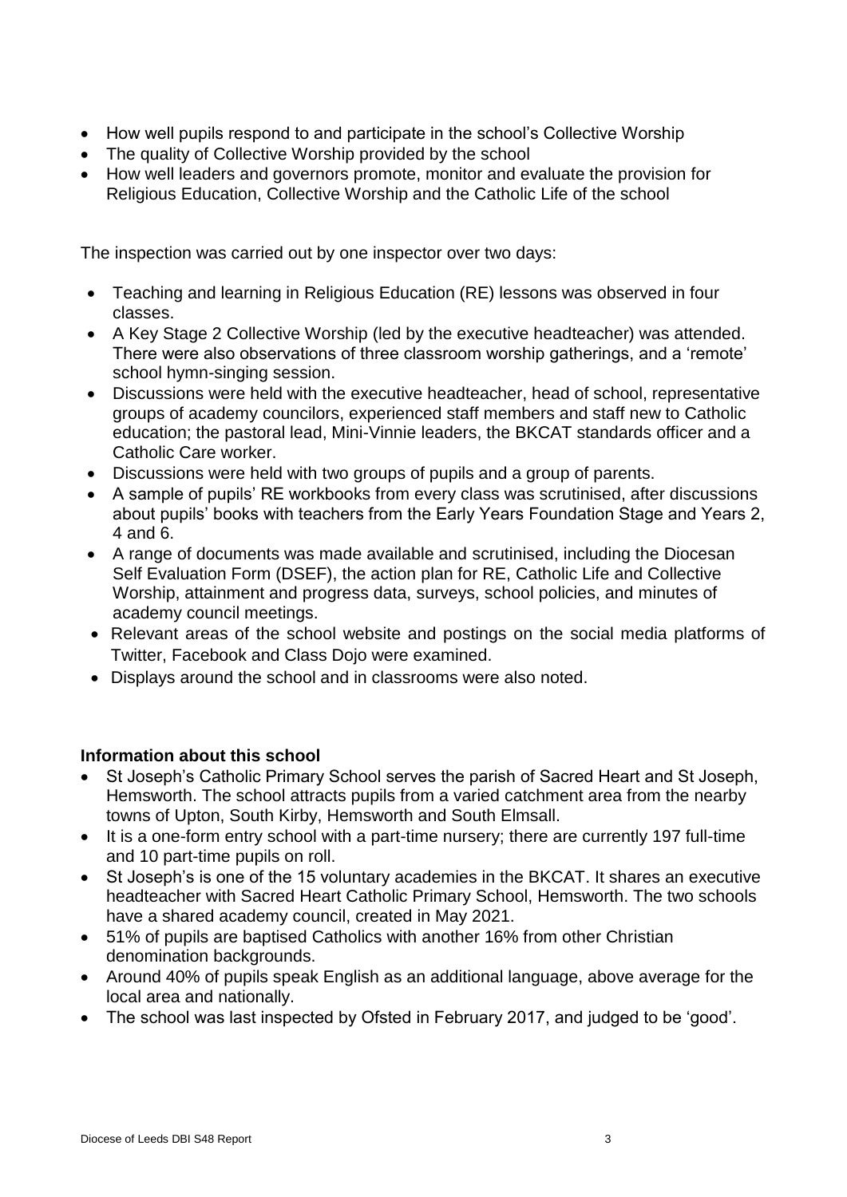- How well pupils respond to and participate in the school's Collective Worship
- The quality of Collective Worship provided by the school
- How well leaders and governors promote, monitor and evaluate the provision for Religious Education, Collective Worship and the Catholic Life of the school

The inspection was carried out by one inspector over two days:

- Teaching and learning in Religious Education (RE) lessons was observed in four classes.
- A Key Stage 2 Collective Worship (led by the executive headteacher) was attended. There were also observations of three classroom worship gatherings, and a 'remote' school hymn-singing session.
- Discussions were held with the executive headteacher, head of school, representative groups of academy councilors, experienced staff members and staff new to Catholic education; the pastoral lead, Mini-Vinnie leaders, the BKCAT standards officer and a Catholic Care worker.
- Discussions were held with two groups of pupils and a group of parents.
- A sample of pupils' RE workbooks from every class was scrutinised, after discussions about pupils' books with teachers from the Early Years Foundation Stage and Years 2, 4 and 6.
- A range of documents was made available and scrutinised, including the Diocesan Self Evaluation Form (DSEF), the action plan for RE, Catholic Life and Collective Worship, attainment and progress data, surveys, school policies, and minutes of academy council meetings.
- Relevant areas of the school website and postings on the social media platforms of Twitter, Facebook and Class Dojo were examined.
- Displays around the school and in classrooms were also noted.

**Information about this school**

- St Joseph's Catholic Primary School serves the parish of Sacred Heart and St Joseph, Hemsworth. The school attracts pupils from a varied catchment area from the nearby towns of Upton, South Kirby, Hemsworth and South Elmsall.
- It is a one-form entry school with a part-time nursery; there are currently 197 full-time and 10 part-time pupils on roll.
- St Joseph's is one of the 15 voluntary academies in the BKCAT. It shares an executive headteacher with Sacred Heart Catholic Primary School, Hemsworth. The two schools have a shared academy council, created in May 2021.
- 51% of pupils are baptised Catholics with another 16% from other Christian denomination backgrounds.
- Around 40% of pupils speak English as an additional language, above average for the local area and nationally.
- The school was last inspected by Ofsted in February 2017, and judged to be 'good'.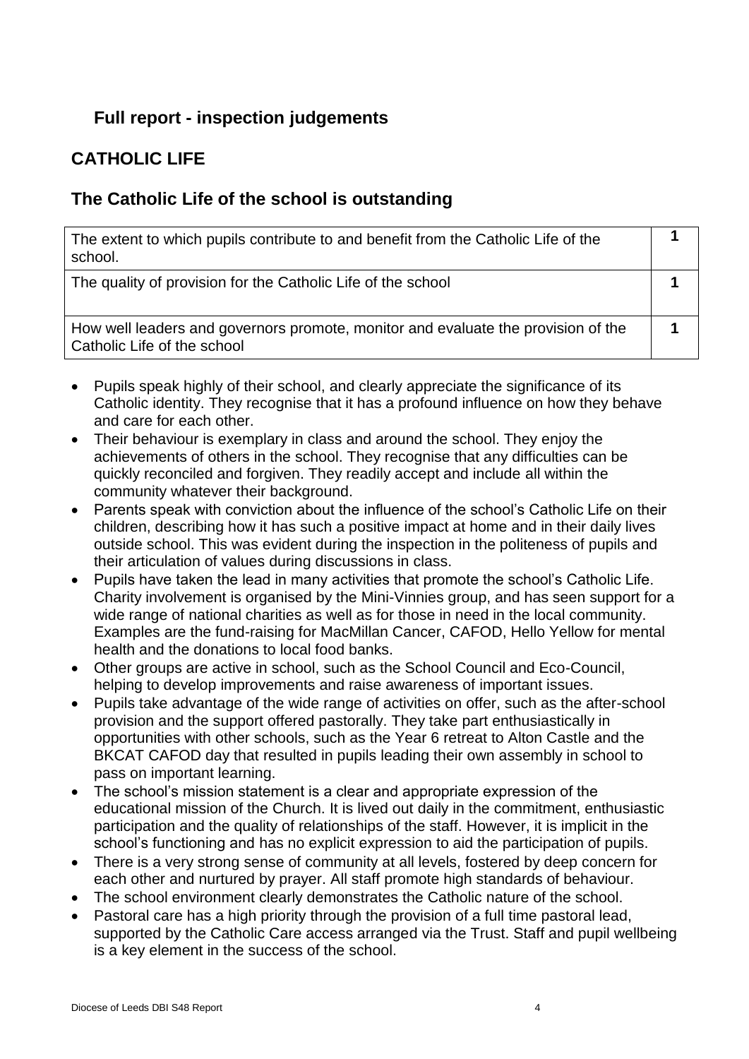## Full report - inspection judgements

## CATHOLIC LIFE

## The Catholic Life of the school is outstanding

| | |
|---|---|
| The extent to which pupils contribute to and benefit from the Catholic Life of the school. | 1 |
| The quality of provision for the Catholic Life of the school | 1 |
| How well leaders and governors promote, monitor and evaluate the provision of the Catholic Life of the school | 1 |

- Pupils speak highly of their school, and clearly appreciate the significance of its Catholic identity. They recognise that it has a profound influence on how they behave and care for each other.
- Their behaviour is exemplary in class and around the school. They enjoy the achievements of others in the school. They recognise that any difficulties can be quickly reconciled and forgiven. They readily accept and include all within the community whatever their background.
- Parents speak with conviction about the influence of the school's Catholic Life on their children, describing how it has such a positive impact at home and in their daily lives outside school. This was evident during the inspection in the politeness of pupils and their articulation of values during discussions in class.
- Pupils have taken the lead in many activities that promote the school's Catholic Life. Charity involvement is organised by the Mini-Vinnies group, and has seen support for a wide range of national charities as well as for those in need in the local community. Examples are the fund-raising for MacMillan Cancer, CAFOD, Hello Yellow for mental health and the donations to local food banks.
- Other groups are active in school, such as the School Council and Eco-Council, helping to develop improvements and raise awareness of important issues.
- Pupils take advantage of the wide range of activities on offer, such as the after-school provision and the support offered pastorally. They take part enthusiastically in opportunities with other schools, such as the Year 6 retreat to Alton Castle and the BKCAT CAFOD day that resulted in pupils leading their own assembly in school to pass on important learning.
- The school's mission statement is a clear and appropriate expression of the educational mission of the Church. It is lived out daily in the commitment, enthusiastic participation and the quality of relationships of the staff. However, it is implicit in the school's functioning and has no explicit expression to aid the participation of pupils.
- There is a very strong sense of community at all levels, fostered by deep concern for each other and nurtured by prayer. All staff promote high standards of behaviour.
- The school environment clearly demonstrates the Catholic nature of the school.
- Pastoral care has a high priority through the provision of a full time pastoral lead, supported by the Catholic Care access arranged via the Trust. Staff and pupil wellbeing is a key element in the success of the school.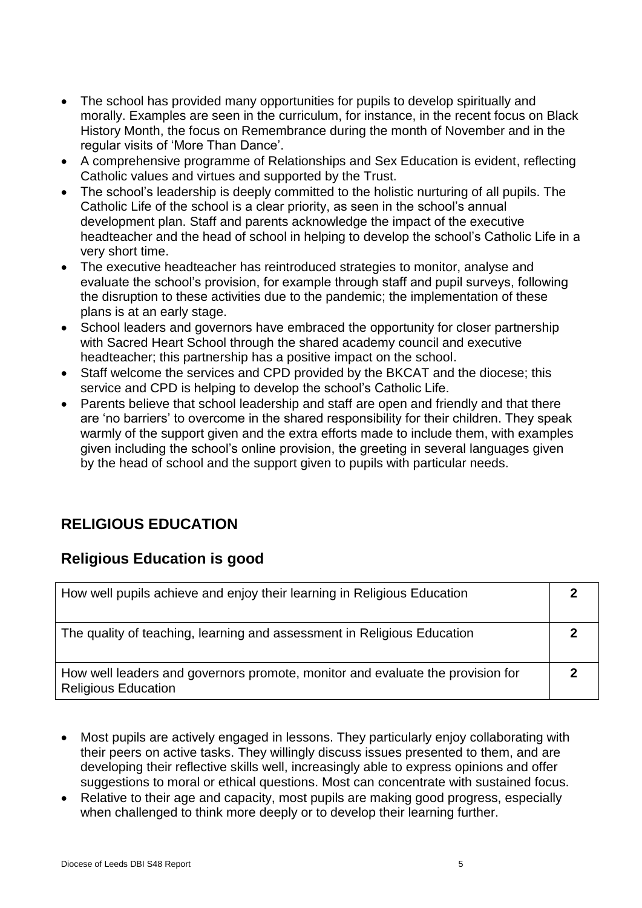- The school has provided many opportunities for pupils to develop spiritually and morally. Examples are seen in the curriculum, for instance, in the recent focus on Black History Month, the focus on Remembrance during the month of November and in the regular visits of 'More Than Dance'.
- A comprehensive programme of Relationships and Sex Education is evident, reflecting Catholic values and virtues and supported by the Trust.
- The school's leadership is deeply committed to the holistic nurturing of all pupils. The Catholic Life of the school is a clear priority, as seen in the school's annual development plan. Staff and parents acknowledge the impact of the executive headteacher and the head of school in helping to develop the school's Catholic Life in a very short time.
- The executive headteacher has reintroduced strategies to monitor, analyse and evaluate the school's provision, for example through staff and pupil surveys, following the disruption to these activities due to the pandemic; the implementation of these plans is at an early stage.
- School leaders and governors have embraced the opportunity for closer partnership with Sacred Heart School through the shared academy council and executive headteacher; this partnership has a positive impact on the school.
- Staff welcome the services and CPD provided by the BKCAT and the diocese; this service and CPD is helping to develop the school's Catholic Life.
- Parents believe that school leadership and staff are open and friendly and that there are 'no barriers' to overcome in the shared responsibility for their children. They speak warmly of the support given and the extra efforts made to include them, with examples given including the school's online provision, the greeting in several languages given by the head of school and the support given to pupils with particular needs.

## RELIGIOUS EDUCATION

## Religious Education is good

| | |
|---|---|
| How well pupils achieve and enjoy their learning in Religious Education | **2** |
| The quality of teaching, learning and assessment in Religious Education | **2** |
| How well leaders and governors promote, monitor and evaluate the provision for Religious Education | **2** |

- Most pupils are actively engaged in lessons. They particularly enjoy collaborating with their peers on active tasks. They willingly discuss issues presented to them, and are developing their reflective skills well, increasingly able to express opinions and offer suggestions to moral or ethical questions. Most can concentrate with sustained focus.
- Relative to their age and capacity, most pupils are making good progress, especially when challenged to think more deeply or to develop their learning further.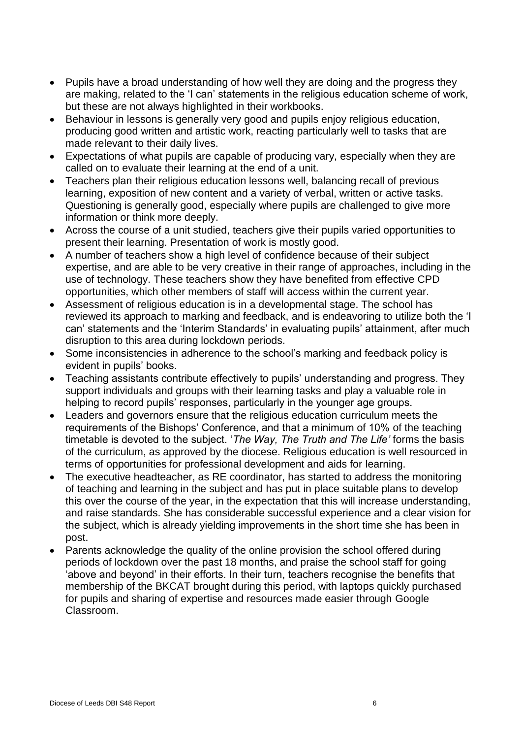- Pupils have a broad understanding of how well they are doing and the progress they are making, related to the 'I can' statements in the religious education scheme of work, but these are not always highlighted in their workbooks.
- Behaviour in lessons is generally very good and pupils enjoy religious education, producing good written and artistic work, reacting particularly well to tasks that are made relevant to their daily lives.
- Expectations of what pupils are capable of producing vary, especially when they are called on to evaluate their learning at the end of a unit.
- Teachers plan their religious education lessons well, balancing recall of previous learning, exposition of new content and a variety of verbal, written or active tasks. Questioning is generally good, especially where pupils are challenged to give more information or think more deeply.
- Across the course of a unit studied, teachers give their pupils varied opportunities to present their learning. Presentation of work is mostly good.
- A number of teachers show a high level of confidence because of their subject expertise, and are able to be very creative in their range of approaches, including in the use of technology. These teachers show they have benefited from effective CPD opportunities, which other members of staff will access within the current year.
- Assessment of religious education is in a developmental stage. The school has reviewed its approach to marking and feedback, and is endeavoring to utilize both the 'I can' statements and the 'Interim Standards' in evaluating pupils' attainment, after much disruption to this area during lockdown periods.
- Some inconsistencies in adherence to the school's marking and feedback policy is evident in pupils' books.
- Teaching assistants contribute effectively to pupils' understanding and progress. They support individuals and groups with their learning tasks and play a valuable role in helping to record pupils' responses, particularly in the younger age groups.
- Leaders and governors ensure that the religious education curriculum meets the requirements of the Bishops' Conference, and that a minimum of 10% of the teaching timetable is devoted to the subject. '*The Way, The Truth and The Life'* forms the basis of the curriculum, as approved by the diocese. Religious education is well resourced in terms of opportunities for professional development and aids for learning.
- The executive headteacher, as RE coordinator, has started to address the monitoring of teaching and learning in the subject and has put in place suitable plans to develop this over the course of the year, in the expectation that this will increase understanding, and raise standards. She has considerable successful experience and a clear vision for the subject, which is already yielding improvements in the short time she has been in post.
- Parents acknowledge the quality of the online provision the school offered during periods of lockdown over the past 18 months, and praise the school staff for going 'above and beyond' in their efforts. In their turn, teachers recognise the benefits that membership of the BKCAT brought during this period, with laptops quickly purchased for pupils and sharing of expertise and resources made easier through Google Classroom.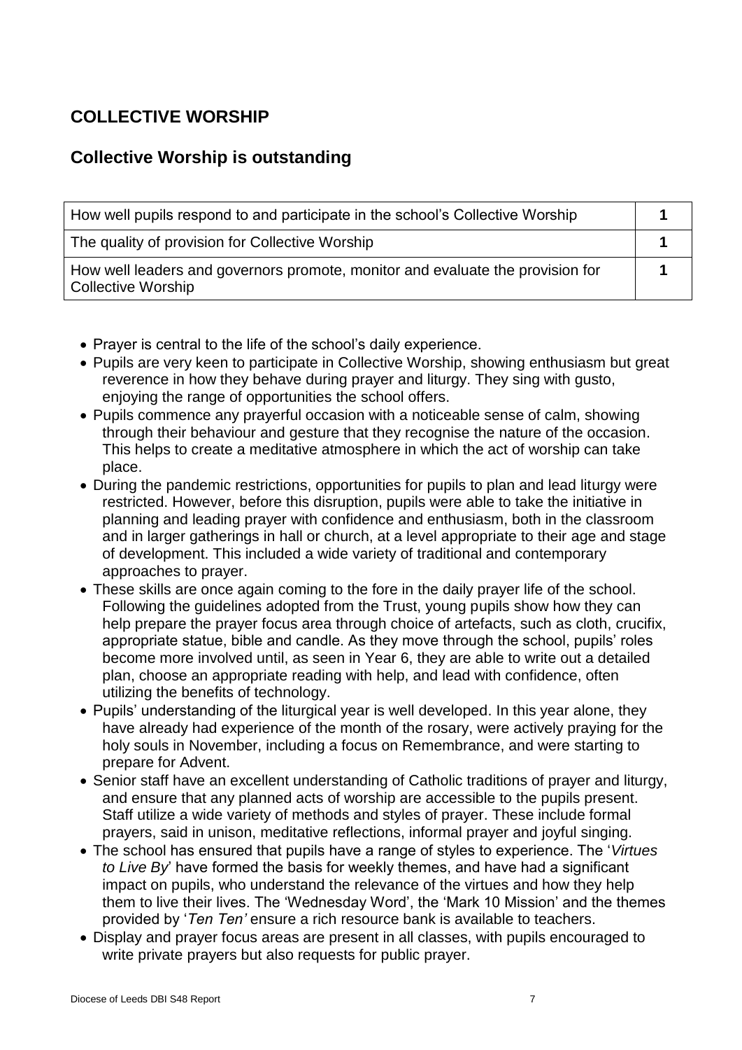## COLLECTIVE WORSHIP

## Collective Worship is outstanding

| | |
|---|---|
| How well pupils respond to and participate in the school's Collective Worship | **1** |
| The quality of provision for Collective Worship | **1** |
| How well leaders and governors promote, monitor and evaluate the provision for Collective Worship | **1** |

- Prayer is central to the life of the school's daily experience.
- Pupils are very keen to participate in Collective Worship, showing enthusiasm but great reverence in how they behave during prayer and liturgy. They sing with gusto, enjoying the range of opportunities the school offers.
- Pupils commence any prayerful occasion with a noticeable sense of calm, showing through their behaviour and gesture that they recognise the nature of the occasion. This helps to create a meditative atmosphere in which the act of worship can take place.
- During the pandemic restrictions, opportunities for pupils to plan and lead liturgy were restricted. However, before this disruption, pupils were able to take the initiative in planning and leading prayer with confidence and enthusiasm, both in the classroom and in larger gatherings in hall or church, at a level appropriate to their age and stage of development. This included a wide variety of traditional and contemporary approaches to prayer.
- These skills are once again coming to the fore in the daily prayer life of the school. Following the guidelines adopted from the Trust, young pupils show how they can help prepare the prayer focus area through choice of artefacts, such as cloth, crucifix, appropriate statue, bible and candle. As they move through the school, pupils' roles become more involved until, as seen in Year 6, they are able to write out a detailed plan, choose an appropriate reading with help, and lead with confidence, often utilizing the benefits of technology.
- Pupils' understanding of the liturgical year is well developed. In this year alone, they have already had experience of the month of the rosary, were actively praying for the holy souls in November, including a focus on Remembrance, and were starting to prepare for Advent.
- Senior staff have an excellent understanding of Catholic traditions of prayer and liturgy, and ensure that any planned acts of worship are accessible to the pupils present. Staff utilize a wide variety of methods and styles of prayer. These include formal prayers, said in unison, meditative reflections, informal prayer and joyful singing.
- The school has ensured that pupils have a range of styles to experience. The '*Virtues to Live By*' have formed the basis for weekly themes, and have had a significant impact on pupils, who understand the relevance of the virtues and how they help them to live their lives. The 'Wednesday Word', the 'Mark 10 Mission' and the themes provided by '*Ten Ten'* ensure a rich resource bank is available to teachers.
- Display and prayer focus areas are present in all classes, with pupils encouraged to write private prayers but also requests for public prayer.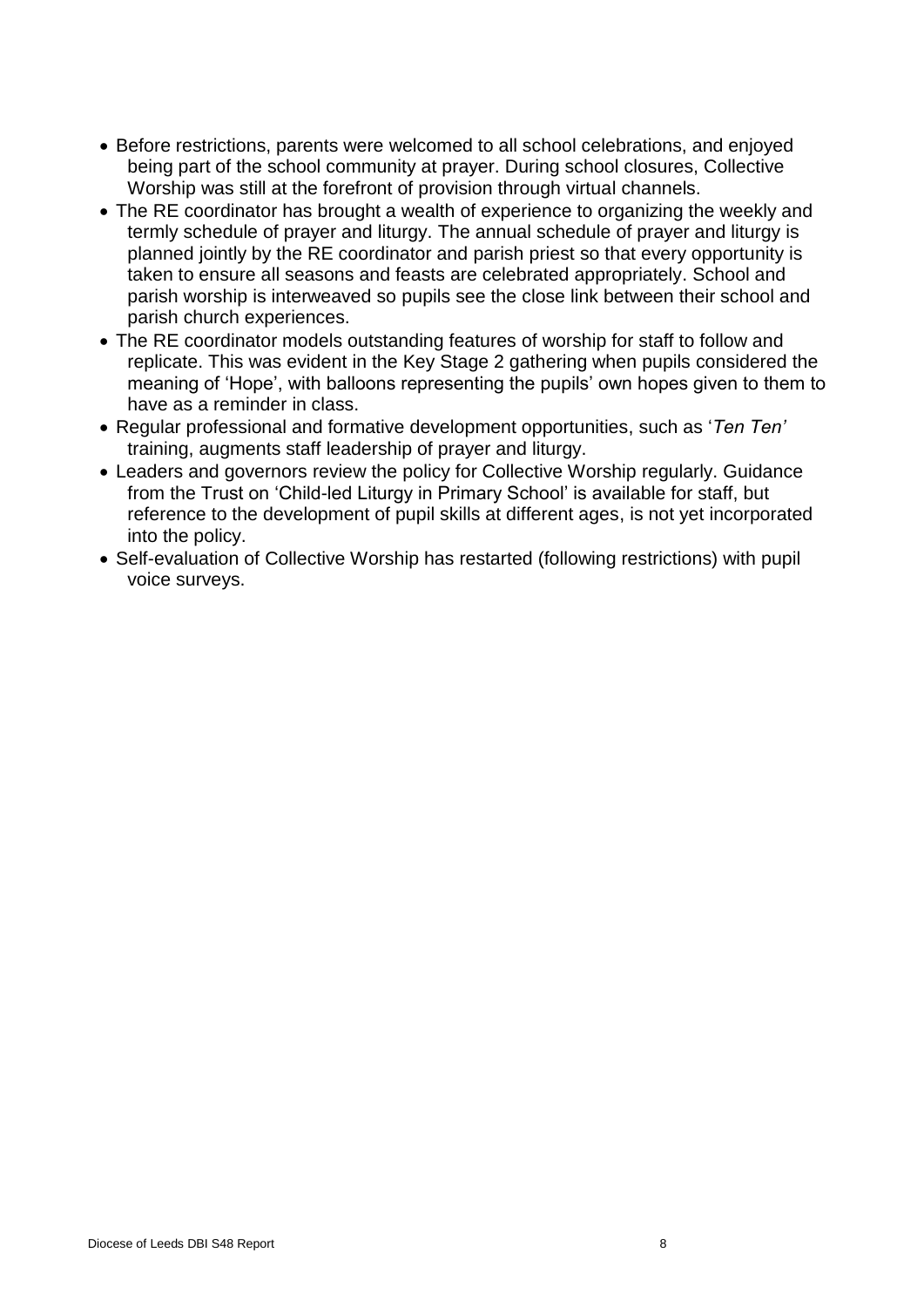- Before restrictions, parents were welcomed to all school celebrations, and enjoyed being part of the school community at prayer. During school closures, Collective Worship was still at the forefront of provision through virtual channels.
- The RE coordinator has brought a wealth of experience to organizing the weekly and termly schedule of prayer and liturgy. The annual schedule of prayer and liturgy is planned jointly by the RE coordinator and parish priest so that every opportunity is taken to ensure all seasons and feasts are celebrated appropriately. School and parish worship is interweaved so pupils see the close link between their school and parish church experiences.
- The RE coordinator models outstanding features of worship for staff to follow and replicate. This was evident in the Key Stage 2 gathering when pupils considered the meaning of 'Hope', with balloons representing the pupils' own hopes given to them to have as a reminder in class.
- Regular professional and formative development opportunities, such as '*Ten Ten'* training, augments staff leadership of prayer and liturgy.
- Leaders and governors review the policy for Collective Worship regularly. Guidance from the Trust on 'Child-led Liturgy in Primary School' is available for staff, but reference to the development of pupil skills at different ages, is not yet incorporated into the policy.
- Self-evaluation of Collective Worship has restarted (following restrictions) with pupil voice surveys.